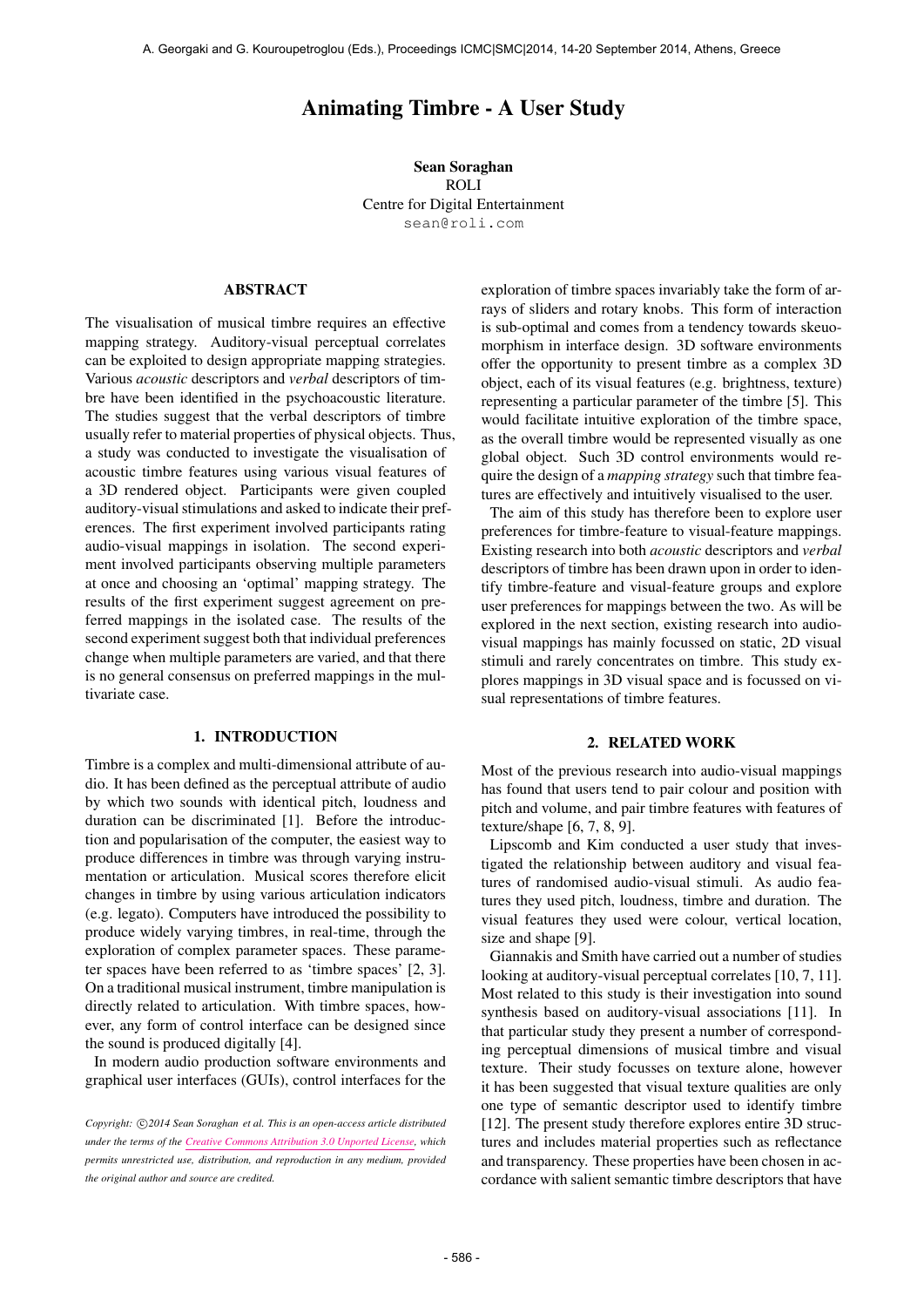# Animating Timbre - A User Study

**Sean Soraghan**
ROLI
Centre for Digital Entertainment
sean@roli.com

## ABSTRACT

The visualisation of musical timbre requires an effective mapping strategy. Auditory-visual perceptual correlates can be exploited to design appropriate mapping strategies. Various *acoustic* descriptors and *verbal* descriptors of timbre have been identified in the psychoacoustic literature. The studies suggest that the verbal descriptors of timbre usually refer to material properties of physical objects. Thus, a study was conducted to investigate the visualisation of acoustic timbre features using various visual features of a 3D rendered object. Participants were given coupled auditory-visual stimulations and asked to indicate their preferences. The first experiment involved participants rating audio-visual mappings in isolation. The second experiment involved participants observing multiple parameters at once and choosing an 'optimal' mapping strategy. The results of the first experiment suggest agreement on preferred mappings in the isolated case. The results of the second experiment suggest both that individual preferences change when multiple parameters are varied, and that there is no general consensus on preferred mappings in the multivariate case.

## 1. INTRODUCTION

Timbre is a complex and multi-dimensional attribute of audio. It has been defined as the perceptual attribute of audio by which two sounds with identical pitch, loudness and duration can be discriminated [1]. Before the introduction and popularisation of the computer, the easiest way to produce differences in timbre was through varying instrumentation or articulation. Musical scores therefore elicit changes in timbre by using various articulation indicators (e.g. legato). Computers have introduced the possibility to produce widely varying timbres, in real-time, through the exploration of complex parameter spaces. These parameter spaces have been referred to as 'timbre spaces' [2, 3]. On a traditional musical instrument, timbre manipulation is directly related to articulation. With timbre spaces, however, any form of control interface can be designed since the sound is produced digitally [4].

In modern audio production software environments and graphical user interfaces (GUIs), control interfaces for the exploration of timbre spaces invariably take the form of arrays of sliders and rotary knobs. This form of interaction is sub-optimal and comes from a tendency towards skeuomorphism in interface design. 3D software environments offer the opportunity to present timbre as a complex 3D object, each of its visual features (e.g. brightness, texture) representing a particular parameter of the timbre [5]. This would facilitate intuitive exploration of the timbre space, as the overall timbre would be represented visually as one global object. Such 3D control environments would require the design of a *mapping strategy* such that timbre features are effectively and intuitively visualised to the user.

The aim of this study has therefore been to explore user preferences for timbre-feature to visual-feature mappings. Existing research into both *acoustic* descriptors and *verbal* descriptors of timbre has been drawn upon in order to identify timbre-feature and visual-feature groups and explore user preferences for mappings between the two. As will be explored in the next section, existing research into audio-visual mappings has mainly focussed on static, 2D visual stimuli and rarely concentrates on timbre. This study explores mappings in 3D visual space and is focussed on visual representations of timbre features.

## 2. RELATED WORK

Most of the previous research into audio-visual mappings has found that users tend to pair colour and position with pitch and volume, and pair timbre features with features of texture/shape [6, 7, 8, 9].

Lipscomb and Kim conducted a user study that investigated the relationship between auditory and visual features of randomised audio-visual stimuli. As audio features they used pitch, loudness, timbre and duration. The visual features they used were colour, vertical location, size and shape [9].

Giannakis and Smith have carried out a number of studies looking at auditory-visual perceptual correlates [10, 7, 11]. Most related to this study is their investigation into sound synthesis based on auditory-visual associations [11]. In that particular study they present a number of corresponding perceptual dimensions of musical timbre and visual texture. Their study focusses on texture alone, however it has been suggested that visual texture qualities are only one type of semantic descriptor used to identify timbre [12]. The present study therefore explores entire 3D structures and includes material properties such as reflectance and transparency. These properties have been chosen in accordance with salient semantic timbre descriptors that have

Copyright: ©2014 Sean Soraghan et al. This is an open-access article distributed under the terms of the Creative Commons Attribution 3.0 Unported License, which permits unrestricted use, distribution, and reproduction in any medium, provided the original author and source are credited.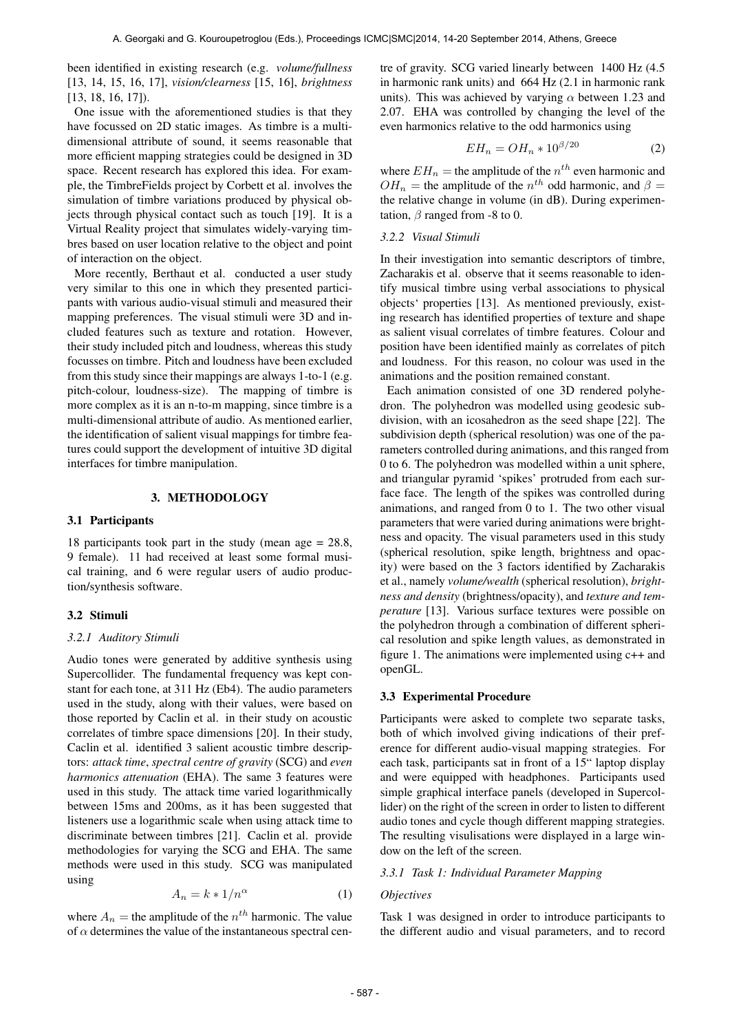been identified in existing research (e.g. *volume/fullness* [13, 14, 15, 16, 17], *vision/clearness* [15, 16], *brightness* [13, 18, 16, 17]).

One issue with the aforementioned studies is that they have focussed on 2D static images. As timbre is a multi-dimensional attribute of sound, it seems reasonable that more efficient mapping strategies could be designed in 3D space. Recent research has explored this idea. For example, the TimbreFields project by Corbett et al. involves the simulation of timbre variations produced by physical objects through physical contact such as touch [19]. It is a Virtual Reality project that simulates widely-varying timbres based on user location relative to the object and point of interaction on the object.

More recently, Berthaut et al. conducted a user study very similar to this one in which they presented participants with various audio-visual stimuli and measured their mapping preferences. The visual stimuli were 3D and included features such as texture and rotation. However, their study included pitch and loudness, whereas this study focusses on timbre. Pitch and loudness have been excluded from this study since their mappings are always 1-to-1 (e.g. pitch-colour, loudness-size). The mapping of timbre is more complex as it is an n-to-m mapping, since timbre is a multi-dimensional attribute of audio. As mentioned earlier, the identification of salient visual mappings for timbre features could support the development of intuitive 3D digital interfaces for timbre manipulation.

## 3. METHODOLOGY

### 3.1 Participants

18 participants took part in the study (mean age = 28.8, 9 female). 11 had received at least some formal musical training, and 6 were regular users of audio production/synthesis software.

### 3.2 Stimuli

#### *3.2.1 Auditory Stimuli*

Audio tones were generated by additive synthesis using Supercollider. The fundamental frequency was kept constant for each tone, at 311 Hz (Eb4). The audio parameters used in the study, along with their values, were based on those reported by Caclin et al. in their study on acoustic correlates of timbre space dimensions [20]. In their study, Caclin et al. identified 3 salient acoustic timbre descriptors: *attack time*, *spectral centre of gravity* (SCG) and *even harmonics attenuation* (EHA). The same 3 features were used in this study. The attack time varied logarithmically between 15ms and 200ms, as it has been suggested that listeners use a logarithmic scale when using attack time to discriminate between timbres [21]. Caclin et al. provide methodologies for varying the SCG and EHA. The same methods were used in this study. SCG was manipulated using

$$A_n = k * 1/n^{\alpha} \tag{1}$$

where $A_n$ = the amplitude of the $n^{th}$ harmonic. The value of $\alpha$ determines the value of the instantaneous spectral centre of gravity. SCG varied linearly between 1400 Hz (4.5 in harmonic rank units) and 664 Hz (2.1 in harmonic rank units). This was achieved by varying $\alpha$ between 1.23 and 2.07. EHA was controlled by changing the level of the even harmonics relative to the odd harmonics using

$$EH_n = OH_n * 10^{\beta/20} \tag{2}$$

where $EH_n$ = the amplitude of the $n^{th}$ even harmonic and $OH_n$ = the amplitude of the $n^{th}$ odd harmonic, and $\beta$ = the relative change in volume (in dB). During experimentation, $\beta$ ranged from -8 to 0.

#### *3.2.2 Visual Stimuli*

In their investigation into semantic descriptors of timbre, Zacharakis et al. observe that it seems reasonable to identify musical timbre using verbal associations to physical objects' properties [13]. As mentioned previously, existing research has identified properties of texture and shape as salient visual correlates of timbre features. Colour and position have been identified mainly as correlates of pitch and loudness. For this reason, no colour was used in the animations and the position remained constant.

Each animation consisted of one 3D rendered polyhedron. The polyhedron was modelled using geodesic subdivision, with an icosahedron as the seed shape [22]. The subdivision depth (spherical resolution) was one of the parameters controlled during animations, and this ranged from 0 to 6. The polyhedron was modelled within a unit sphere, and triangular pyramid 'spikes' protruded from each surface face. The length of the spikes was controlled during animations, and ranged from 0 to 1. The two other visual parameters that were varied during animations were brightness and opacity. The visual parameters used in this study (spherical resolution, spike length, brightness and opacity) were based on the 3 factors identified by Zacharakis et al., namely *volume/wealth* (spherical resolution), *brightness and density* (brightness/opacity), and *texture and temperature* [13]. Various surface textures were possible on the polyhedron through a combination of different spherical resolution and spike length values, as demonstrated in figure 1. The animations were implemented using c++ and openGL.

### 3.3 Experimental Procedure

Participants were asked to complete two separate tasks, both of which involved giving indications of their preference for different audio-visual mapping strategies. For each task, participants sat in front of a 15" laptop display and were equipped with headphones. Participants used simple graphical interface panels (developed in Supercollider) on the right of the screen in order to listen to different audio tones and cycle though different mapping strategies. The resulting visulisations were displayed in a large window on the left of the screen.

#### *3.3.1 Task 1: Individual Parameter Mapping*

*Objectives*

Task 1 was designed in order to introduce participants to the different audio and visual parameters, and to record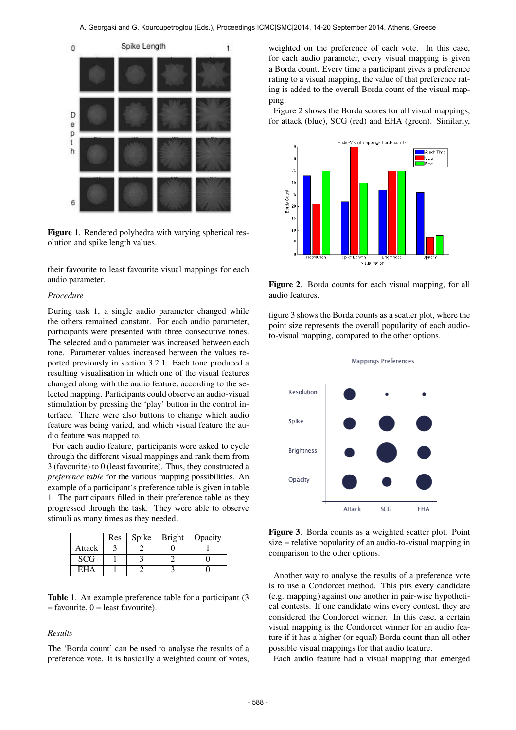**Figure 1**. Rendered polyhedra with varying spherical resolution and spike length values.

their favourite to least favourite visual mappings for each audio parameter.

*Procedure*

During task 1, a single audio parameter changed while the others remained constant. For each audio parameter, participants were presented with three consecutive tones. The selected audio parameter was increased between each tone. Parameter values increased between the values reported previously in section 3.2.1. Each tone produced a resulting visualisation in which one of the visual features changed along with the audio feature, according to the selected mapping. Participants could observe an audio-visual stimulation by pressing the 'play' button in the control interface. There were also buttons to change which audio feature was being varied, and which visual feature the audio feature was mapped to.

For each audio feature, participants were asked to cycle through the different visual mappings and rank them from 3 (favourite) to 0 (least favourite). Thus, they constructed a *preference table* for the various mapping possibilities. An example of a participant's preference table is given in table 1. The participants filled in their preference table as they progressed through the task. They were able to observe stimuli as many times as they needed.

| | Res | Spike | Bright | Opacity |
|---|---|---|---|---|
| Attack | 3 | 2 | 0 | 1 |
| SCG | 1 | 3 | 2 | 0 |
| EHA | 1 | 2 | 3 | 0 |

**Table 1**. An example preference table for a participant (3 = favourite, 0 = least favourite).

*Results*

The 'Borda count' can be used to analyse the results of a preference vote. It is basically a weighted count of votes, weighted on the preference of each vote. In this case, for each audio parameter, every visual mapping is given a Borda count. Every time a participant gives a preference rating to a visual mapping, the value of that preference rating is added to the overall Borda count of the visual mapping.

Figure 2 shows the Borda scores for all visual mappings, for attack (blue), SCG (red) and EHA (green). Similarly,

**Figure 2**. Borda counts for each visual mapping, for all audio features.

figure 3 shows the Borda counts as a scatter plot, where the point size represents the overall popularity of each audio-to-visual mapping, compared to the other options.

**Figure 3**. Borda counts as a weighted scatter plot. Point size = relative popularity of an audio-to-visual mapping in comparison to the other options.

Another way to analyse the results of a preference vote is to use a Condorcet method. This pits every candidate (e.g. mapping) against one another in pair-wise hypothetical contests. If one candidate wins every contest, they are considered the Condorcet winner. In this case, a certain visual mapping is the Condorcet winner for an audio feature if it has a higher (or equal) Borda count than all other possible visual mappings for that audio feature.

Each audio feature had a visual mapping that emerged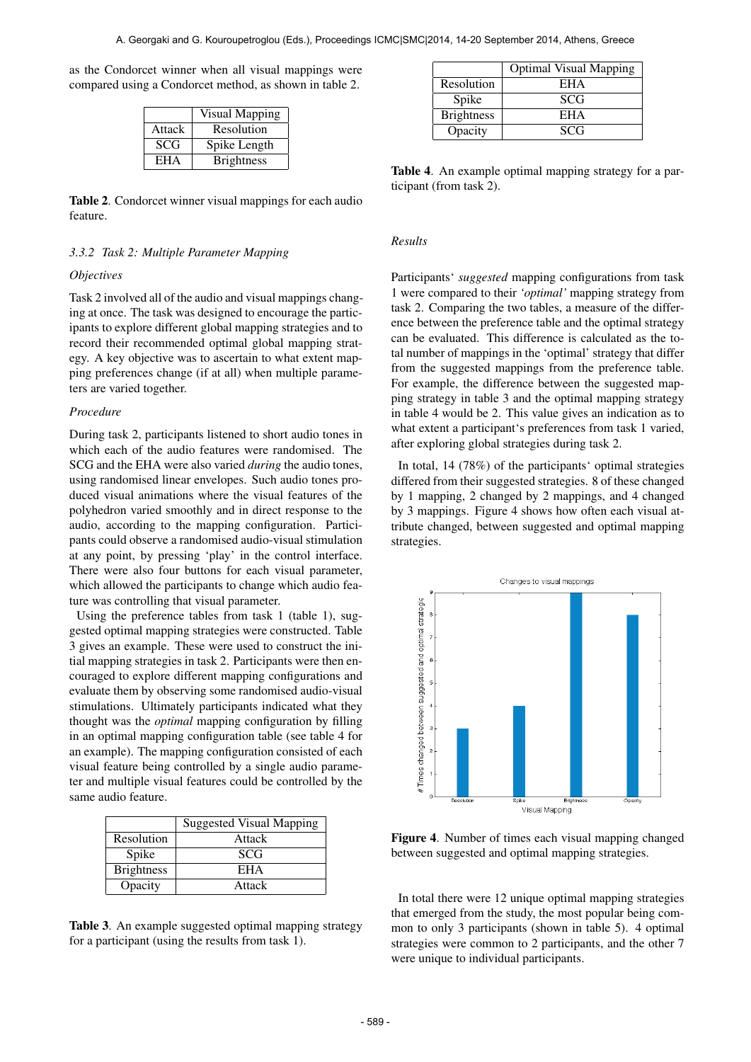as the Condorcet winner when all visual mappings were compared using a Condorcet method, as shown in table 2.

| | Visual Mapping |
|---|---|
| Attack | Resolution |
| SCG | Spike Length |
| EHA | Brightness |

**Table 2**. Condorcet winner visual mappings for each audio feature.

### *3.3.2 Task 2: Multiple Parameter Mapping*

*Objectives*

Task 2 involved all of the audio and visual mappings changing at once. The task was designed to encourage the participants to explore different global mapping strategies and to record their recommended optimal global mapping strategy. A key objective was to ascertain to what extent mapping preferences change (if at all) when multiple parameters are varied together.

*Procedure*

During task 2, participants listened to short audio tones in which each of the audio features were randomised. The SCG and the EHA were also varied *during* the audio tones, using randomised linear envelopes. Such audio tones produced visual animations where the visual features of the polyhedron varied smoothly and in direct response to the audio, according to the mapping configuration. Participants could observe a randomised audio-visual stimulation at any point, by pressing 'play' in the control interface. There were also four buttons for each visual parameter, which allowed the participants to change which audio feature was controlling that visual parameter.

Using the preference tables from task 1 (table 1), suggested optimal mapping strategies were constructed. Table 3 gives an example. These were used to construct the initial mapping strategies in task 2. Participants were then encouraged to explore different mapping configurations and evaluate them by observing some randomised audio-visual stimulations. Ultimately participants indicated what they thought was the *optimal* mapping configuration by filling in an optimal mapping configuration table (see table 4 for an example). The mapping configuration consisted of each visual feature being controlled by a single audio parameter and multiple visual features could be controlled by the same audio feature.

| | Suggested Visual Mapping |
|---|---|
| Resolution | Attack |
| Spike | SCG |
| Brightness | EHA |
| Opacity | Attack |

**Table 3**. An example suggested optimal mapping strategy for a participant (using the results from task 1).

| | Optimal Visual Mapping |
|---|---|
| Resolution | EHA |
| Spike | SCG |
| Brightness | EHA |
| Opacity | SCG |

**Table 4**. An example optimal mapping strategy for a participant (from task 2).

*Results*

Participants' *suggested* mapping configurations from task 1 were compared to their *'optimal'* mapping strategy from task 2. Comparing the two tables, a measure of the difference between the preference table and the optimal strategy can be evaluated. This difference is calculated as the total number of mappings in the 'optimal' strategy that differ from the suggested mappings from the preference table. For example, the difference between the suggested mapping strategy in table 3 and the optimal mapping strategy in table 4 would be 2. This value gives an indication as to what extent a participant's preferences from task 1 varied, after exploring global strategies during task 2.

In total, 14 (78%) of the participants' optimal strategies differed from their suggested strategies. 8 of these changed by 1 mapping, 2 changed by 2 mappings, and 4 changed by 3 mappings. Figure 4 shows how often each visual attribute changed, between suggested and optimal mapping strategies.

**Figure 4**. Number of times each visual mapping changed between suggested and optimal mapping strategies.

In total there were 12 unique optimal mapping strategies that emerged from the study, the most popular being common to only 3 participants (shown in table 5). 4 optimal strategies were common to 2 participants, and the other 7 were unique to individual participants.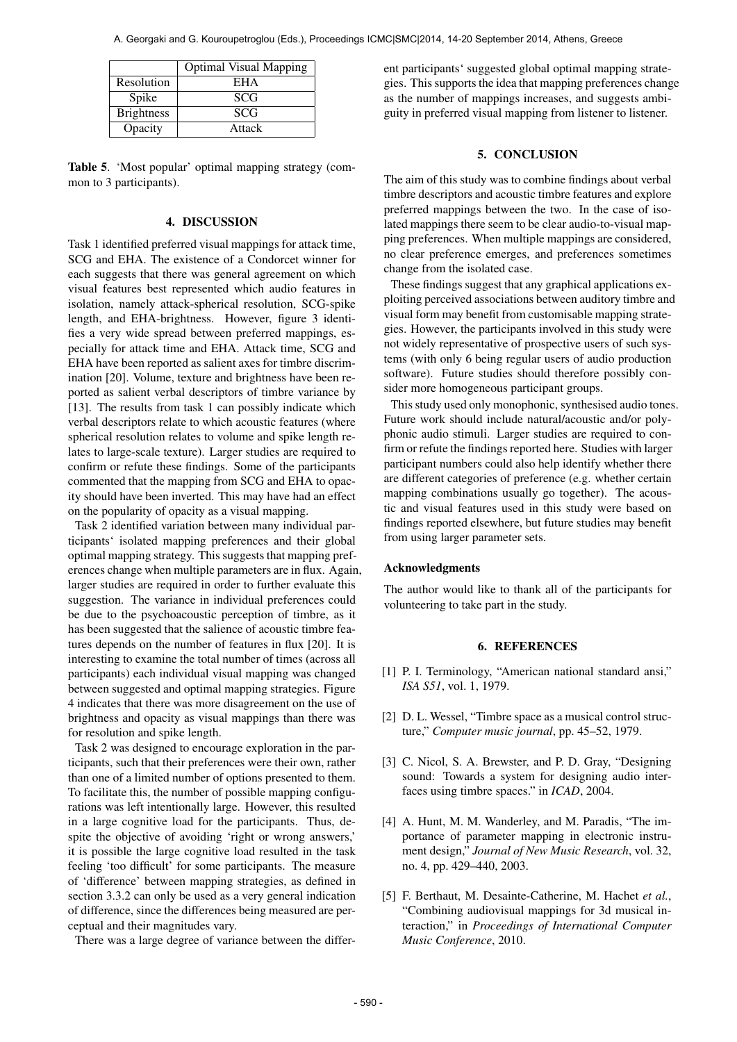|  | Optimal Visual Mapping |
|---|---|
| Resolution | EHA |
| Spike | SCG |
| Brightness | SCG |
| Opacity | Attack |

**Table 5**. 'Most popular' optimal mapping strategy (common to 3 participants).

## 4. DISCUSSION

Task 1 identified preferred visual mappings for attack time, SCG and EHA. The existence of a Condorcet winner for each suggests that there was general agreement on which visual features best represented which audio features in isolation, namely attack-spherical resolution, SCG-spike length, and EHA-brightness. However, figure 3 identifies a very wide spread between preferred mappings, especially for attack time and EHA. Attack time, SCG and EHA have been reported as salient axes for timbre discrimination [20]. Volume, texture and brightness have been reported as salient verbal descriptors of timbre variance by [13]. The results from task 1 can possibly indicate which verbal descriptors relate to which acoustic features (where spherical resolution relates to volume and spike length relates to large-scale texture). Larger studies are required to confirm or refute these findings. Some of the participants commented that the mapping from SCG and EHA to opacity should have been inverted. This may have had an effect on the popularity of opacity as a visual mapping.

Task 2 identified variation between many individual participants' isolated mapping preferences and their global optimal mapping strategy. This suggests that mapping preferences change when multiple parameters are in flux. Again, larger studies are required in order to further evaluate this suggestion. The variance in individual preferences could be due to the psychoacoustic perception of timbre, as it has been suggested that the salience of acoustic timbre features depends on the number of features in flux [20]. It is interesting to examine the total number of times (across all participants) each individual visual mapping was changed between suggested and optimal mapping strategies. Figure 4 indicates that there was more disagreement on the use of brightness and opacity as visual mappings than there was for resolution and spike length.

Task 2 was designed to encourage exploration in the participants, such that their preferences were their own, rather than one of a limited number of options presented to them. To facilitate this, the number of possible mapping configurations was left intentionally large. However, this resulted in a large cognitive load for the participants. Thus, despite the objective of avoiding 'right or wrong answers,' it is possible the large cognitive load resulted in the task feeling 'too difficult' for some participants. The measure of 'difference' between mapping strategies, as defined in section 3.3.2 can only be used as a very general indication of difference, since the differences being measured are perceptual and their magnitudes vary.

There was a large degree of variance between the different participants' suggested global optimal mapping strategies. This supports the idea that mapping preferences change as the number of mappings increases, and suggests ambiguity in preferred visual mapping from listener to listener.

## 5. CONCLUSION

The aim of this study was to combine findings about verbal timbre descriptors and acoustic timbre features and explore preferred mappings between the two. In the case of isolated mappings there seem to be clear audio-to-visual mapping preferences. When multiple mappings are considered, no clear preference emerges, and preferences sometimes change from the isolated case.

These findings suggest that any graphical applications exploiting perceived associations between auditory timbre and visual form may benefit from customisable mapping strategies. However, the participants involved in this study were not widely representative of prospective users of such systems (with only 6 being regular users of audio production software). Future studies should therefore possibly consider more homogeneous participant groups.

This study used only monophonic, synthesised audio tones. Future work should include natural/acoustic and/or polyphonic audio stimuli. Larger studies are required to confirm or refute the findings reported here. Studies with larger participant numbers could also help identify whether there are different categories of preference (e.g. whether certain mapping combinations usually go together). The acoustic and visual features used in this study were based on findings reported elsewhere, but future studies may benefit from using larger parameter sets.

### Acknowledgments

The author would like to thank all of the participants for volunteering to take part in the study.

## 6. REFERENCES

[1] P. I. Terminology, "American national standard ansi," *ISA S51*, vol. 1, 1979.

[2] D. L. Wessel, "Timbre space as a musical control structure," *Computer music journal*, pp. 45–52, 1979.

[3] C. Nicol, S. A. Brewster, and P. D. Gray, "Designing sound: Towards a system for designing audio interfaces using timbre spaces." in *ICAD*, 2004.

[4] A. Hunt, M. M. Wanderley, and M. Paradis, "The importance of parameter mapping in electronic instrument design," *Journal of New Music Research*, vol. 32, no. 4, pp. 429–440, 2003.

[5] F. Berthaut, M. Desainte-Catherine, M. Hachet *et al.*, "Combining audiovisual mappings for 3d musical interaction," in *Proceedings of International Computer Music Conference*, 2010.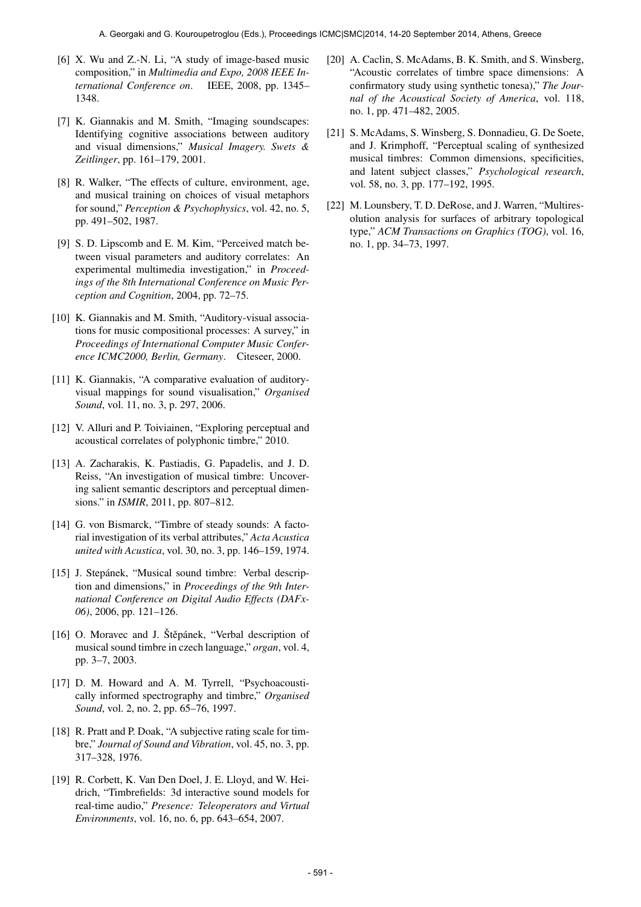[6] X. Wu and Z.-N. Li, "A study of image-based music composition," in *Multimedia and Expo, 2008 IEEE International Conference on*. IEEE, 2008, pp. 1345–1348.

[7] K. Giannakis and M. Smith, "Imaging soundscapes: Identifying cognitive associations between auditory and visual dimensions," *Musical Imagery. Swets & Zeitlinger*, pp. 161–179, 2001.

[8] R. Walker, "The effects of culture, environment, age, and musical training on choices of visual metaphors for sound," *Perception & Psychophysics*, vol. 42, no. 5, pp. 491–502, 1987.

[9] S. D. Lipscomb and E. M. Kim, "Perceived match between visual parameters and auditory correlates: An experimental multimedia investigation," in *Proceedings of the 8th International Conference on Music Perception and Cognition*, 2004, pp. 72–75.

[10] K. Giannakis and M. Smith, "Auditory-visual associations for music compositional processes: A survey," in *Proceedings of International Computer Music Conference ICMC2000, Berlin, Germany*. Citeseer, 2000.

[11] K. Giannakis, "A comparative evaluation of auditory-visual mappings for sound visualisation," *Organised Sound*, vol. 11, no. 3, p. 297, 2006.

[12] V. Alluri and P. Toiviainen, "Exploring perceptual and acoustical correlates of polyphonic timbre," 2010.

[13] A. Zacharakis, K. Pastiadis, G. Papadelis, and J. D. Reiss, "An investigation of musical timbre: Uncovering salient semantic descriptors and perceptual dimensions." in *ISMIR*, 2011, pp. 807–812.

[14] G. von Bismarck, "Timbre of steady sounds: A factorial investigation of its verbal attributes," *Acta Acustica united with Acustica*, vol. 30, no. 3, pp. 146–159, 1974.

[15] J. Stepánek, "Musical sound timbre: Verbal description and dimensions," in *Proceedings of the 9th International Conference on Digital Audio Effects (DAFx-06)*, 2006, pp. 121–126.

[16] O. Moravec and J. Štěpánek, "Verbal description of musical sound timbre in czech language," *organ*, vol. 4, pp. 3–7, 2003.

[17] D. M. Howard and A. M. Tyrrell, "Psychoacoustically informed spectrography and timbre," *Organised Sound*, vol. 2, no. 2, pp. 65–76, 1997.

[18] R. Pratt and P. Doak, "A subjective rating scale for timbre," *Journal of Sound and Vibration*, vol. 45, no. 3, pp. 317–328, 1976.

[19] R. Corbett, K. Van Den Doel, J. E. Lloyd, and W. Heidrich, "Timbrefields: 3d interactive sound models for real-time audio," *Presence: Teleoperators and Virtual Environments*, vol. 16, no. 6, pp. 643–654, 2007.

[20] A. Caclin, S. McAdams, B. K. Smith, and S. Winsberg, "Acoustic correlates of timbre space dimensions: A confirmatory study using synthetic tonesa)," *The Journal of the Acoustical Society of America*, vol. 118, no. 1, pp. 471–482, 2005.

[21] S. McAdams, S. Winsberg, S. Donnadieu, G. De Soete, and J. Krimphoff, "Perceptual scaling of synthesized musical timbres: Common dimensions, specificities, and latent subject classes," *Psychological research*, vol. 58, no. 3, pp. 177–192, 1995.

[22] M. Lounsbery, T. D. DeRose, and J. Warren, "Multiresolution analysis for surfaces of arbitrary topological type," *ACM Transactions on Graphics (TOG)*, vol. 16, no. 1, pp. 34–73, 1997.